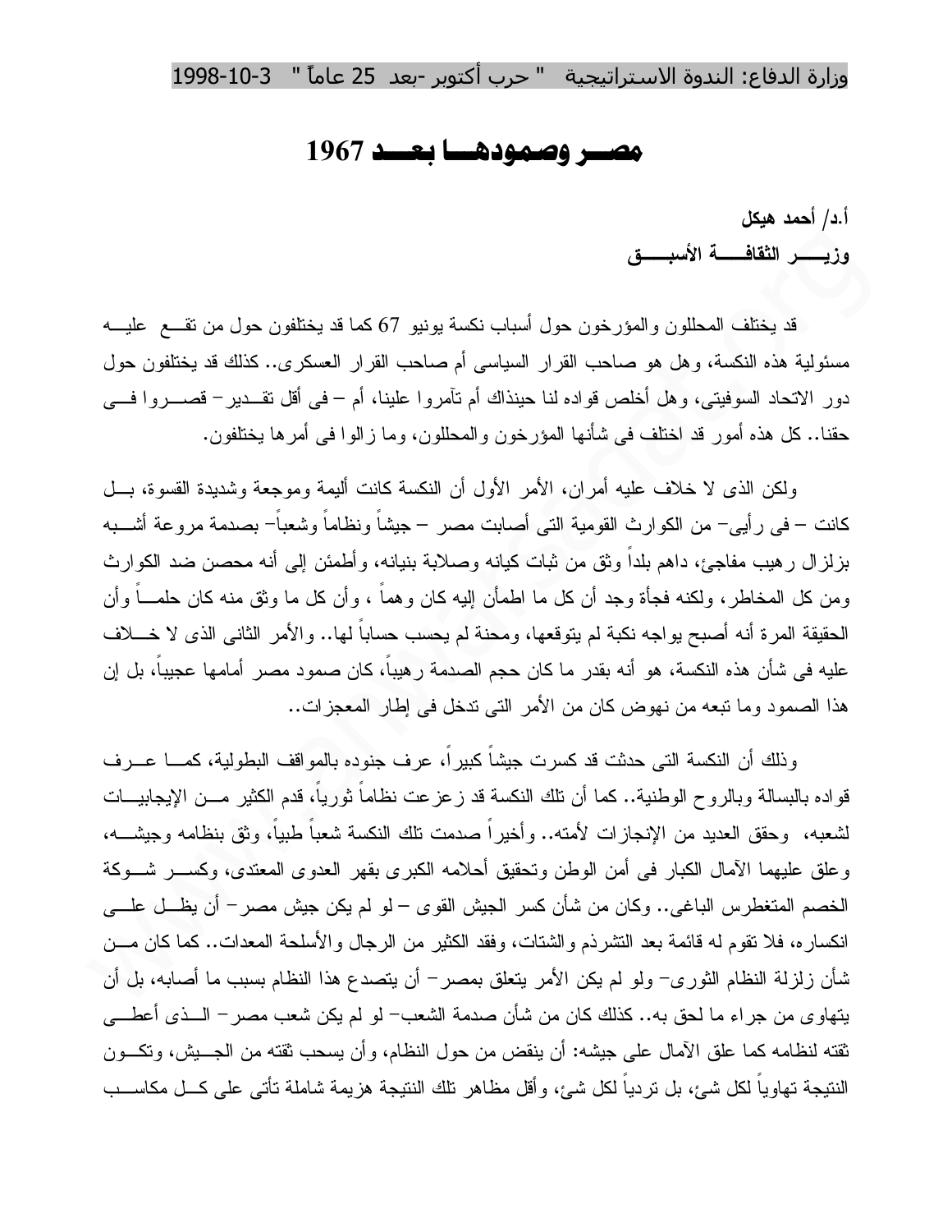وزارة الدفاع: الندوة الاستراتيجية " حرب أكتوبر -بعد 25 عاماً " 3-10-1998

# مصر وصمودها بعد 1967

**أ.د/ أحمد هيكل**
**وزير الثقافة الأسبق**

قد يختلف المحللون والمؤرخون حول أسباب نكسة يونيو 67 كما قد يختلفون حول من تقع عليه مسئولية هذه النكسة، وهل هو صاحب القرار السياسى أم صاحب القرار العسكرى.. كذلك قد يختلفون حول دور الاتحاد السوفيتى، وهل أخلص قواده لنا حينذاك أم تآمروا علينا، أم – فى أقل تقدير – قصروا فى حقنا.. كل هذه أمور قد اختلف فى شأنها المؤرخون والمحللون، وما زالوا فى أمرها يختلفون.

ولكن الذى لا خلاف عليه أمران، الأمر الأول أن النكسة كانت أليمة وموجعة وشديدة القسوة، بل كانت – فى رأيى– من الكوارث القومية التى أصابت مصر – جيشاً ونظاماً وشعباً– بصدمة مروعة أشبه بزلزال رهيب مفاجئ، داهم بلداً وثق من ثبات كيانه وصلابة بنيانه، وأطمئن إلى أنه محصن ضد الكوارث ومن كل المخاطر، ولكنه فجأة وجد أن كل ما اطمأن إليه كان وهماً ، وأن كل ما وثق منه كان حلماً وأن الحقيقة المرة أنه أصبح يواجه نكبة لم يتوقعها، ومحنة لم يحسب حساباً لها.. والأمر الثانى الذى لا خلاف عليه فى شأن هذه النكسة، هو أنه بقدر ما كان حجم الصدمة رهيباً، كان صمود مصر أمامها عجيباً، بل إن هذا الصمود وما تبعه من نهوض كان من الأمر التى تدخل فى إطار المعجزات..

وذلك أن النكسة التى حدثت قد كسرت جيشاً كبيراً، عرف جنوده بالمواقف البطولية، كما عرف قواده بالبسالة وبالروح الوطنية.. كما أن تلك النكسة قد زعزعت نظاماً ثورياً، قدم الكثير من الإيجابيات لشعبه، وحقق العديد من الإنجازات لأمته.. وأخيراً صدمت تلك النكسة شعباً طيباً، وثق بنظامه وجيشه، وعلق عليهما الآمال الكبار فى أمن الوطن وتحقيق أحلامه الكبرى بقهر العدوى المعتدى، وكسر شوكة الخصم المتغطرس الباغى.. وكان من شأن كسر الجيش القوى – لو لم يكن جيش مصر– أن يظل على انكساره، فلا تقوم له قائمة بعد التشرذم والشتات، وفقد الكثير من الرجال والأسلحة المعدات.. كما كان من شأن زلزلة النظام الثورى– ولو لم يكن الأمر يتعلق بمصر– أن يتصدع هذا النظام بسبب ما أصابه، بل أن يتهاوى من جراء ما لحق به.. كذلك كان من شأن صدمة الشعب– لو لم يكن شعب مصر– الذى أعطى ثقته لنظامه كما علق الآمال على جيشه: أن ينقض من حول النظام، وأن يسحب ثقته من الجيش، وتكون النتيجة تهاوياً لكل شئ، بل تردياً لكل شئ، وأقل مظاهر تلك النتيجة هزيمة شاملة تأتى على كل مكاسب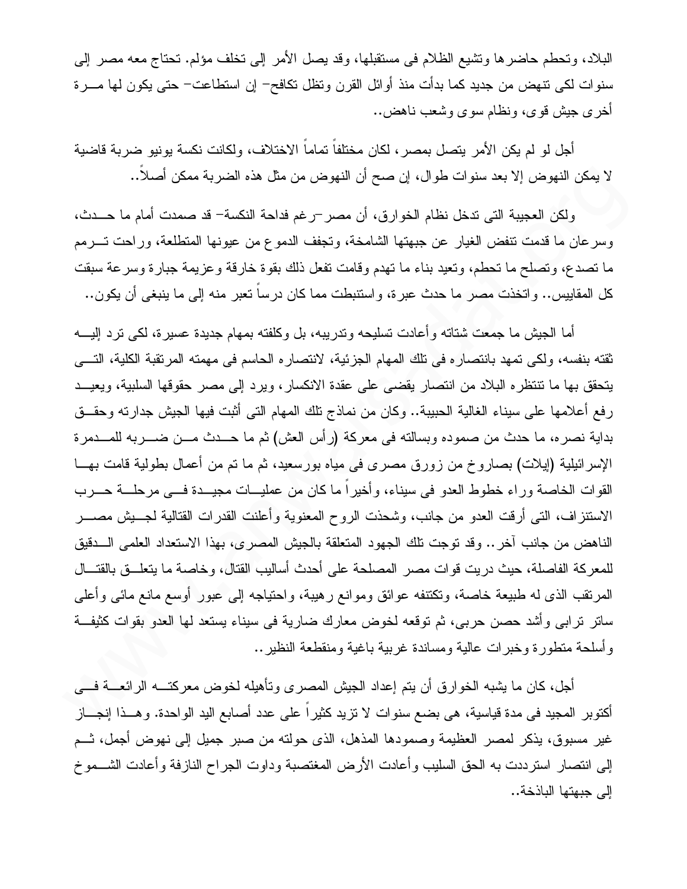البلاد، وتحطم حاضرها وتشيع الظلام فى مستقبلها، وقد يصل الأمر إلى تخلف مؤلم. تحتاج معه مصر إلى سنوات لكى تنهض من جديد كما بدأت منذ أوائل القرن وتظل تكافح- إن استطاعت- حتى يكون لها مرة أخرى جيش قوى، ونظام سوى وشعب ناهض..

أجل لو لم يكن الأمر يتصل بمصر، لكان مختلفاً تماماً الاختلاف، ولكانت نكسة يونيو ضربة قاضية لا يمكن النهوض إلا بعد سنوات طوال، إن صح أن النهوض من مثل هذه الضربة ممكن أصلاً..

ولكن العجيبة التى تدخل نظام الخوارق، أن مصر -رغم فداحة النكسة- قد صمدت أمام ما حدث، وسرعان ما قدمت تنفض الغبار عن جبهتها الشامخة، وتجفف الدموع من عيونها المتطلعة، وراحت ترمم ما تصدع، وتصلح ما تحطم، وتعيد بناء ما تهدم وقامت تفعل ذلك بقوة خارقة وعزيمة جبارة وسرعة سبقت كل المقاييس.. واتخذت مصر ما حدث عبرة، واستنبطت مما كان درساً تعبر منه إلى ما ينبغى أن يكون..

أما الجيش ما جمعت شتاته وأعادت تسليحه وتدريبه، بل وكلفته بمهام جديدة عسيرة، لكى ترد إليه ثقته بنفسه، ولكى تمهد بانتصاره فى تلك المهام الجزئية، لانتصاره الحاسم فى مهمته المرتقبة الكلية، التى يتحقق بها ما تنتظره البلاد من انتصار يقضى على عقدة الانكسار، ويرد إلى مصر حقوقها السلبية، ويعيد رفع أعلامها على سيناء الغالية الحبيبة.. وكان من نماذج تلك المهام التى أثبت فيها الجيش جدارته وحقق بداية نصره، ما حدث من صموده وبسالته فى معركة (رأس العش) ثم ما حدث من ضربه للمدمرة الإسرائيلية (إيلات) بصاروخ من زورق مصرى فى مياه بورسعيد، ثم ما تم من أعمال بطولية قامت بها القوات الخاصة وراء خطوط العدو فى سيناء، وأخيراً ما كان من عمليات مجيدة فى مرحلة حرب الاستنزاف، التى أرقت العدو من جانب، وشحذت الروح المعنوية وأعلنت القدرات القتالية لجيش مصر الناهض من جانب آخر.. وقد توجت تلك الجهود المتعلقة بالجيش المصرى، بهذا الاستعداد العلمى الدقيق للمعركة الفاصلة، حيث دربت قوات مصر المصلحة على أحدث أساليب القتال، وخاصة ما يتعلق بالقتال المرتقب الذى له طبيعة خاصة، وتكتنفه عوائق وموانع رهيبة، واحتياجه إلى عبور أوسع مانع مائى وأعلى ساتر ترابى وأشد حصن حربى، ثم توقعه لخوض معارك ضارية فى سيناء يستعد لها العدو بقوات كثيفة وأسلحة متطورة وخبرات عالية ومساندة غربية باغية ومنقطعة النظير..

أجل، كان ما يشبه الخوارق أن يتم إعداد الجيش المصرى وتأهيله لخوض معركته الرائعة فى أكتوبر المجيد فى مدة قياسية، هى بضع سنوات لا تزيد كثيراً على عدد أصابع اليد الواحدة. وهذا إنجاز غير مسبوق، يذكر لمصر العظيمة وصمودها المذهل، الذى حولته من صبر جميل إلى نهوض أجمل، ثم إلى انتصار استردت به الحق السليب وأعادت الأرض المغتصبة وداوت الجراح النازفة وأعادت الشموخ إلى جبهتها الباذخة..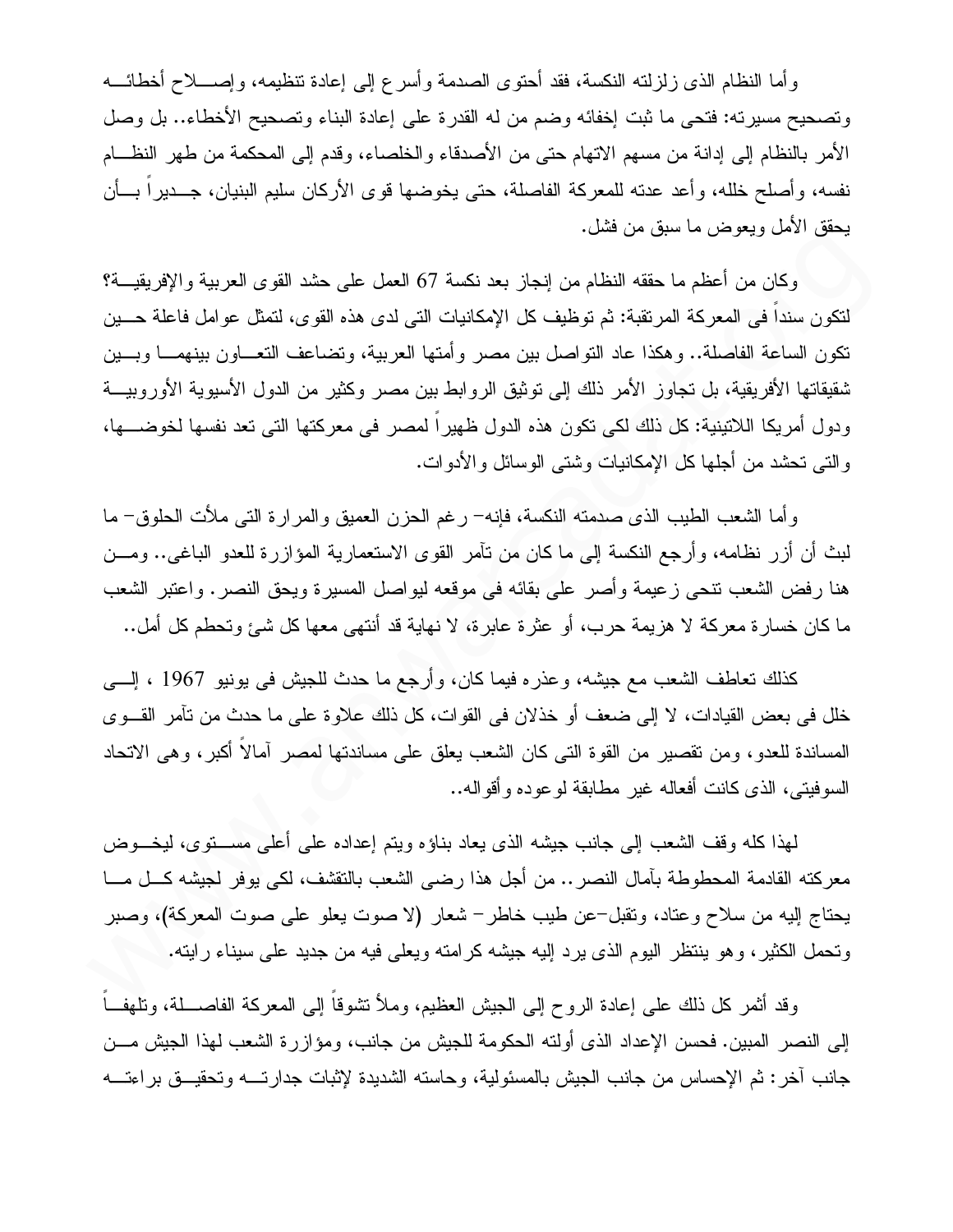وأما النظام الذى زلزلته النكسة، فقد أحتوى الصدمة وأسرع إلى إعادة تنظيمه، وإصلاح أخطائه وتصحيح مسيرته: فتحى ما ثبت إخفائه وضم من له القدرة على إعادة البناء وتصحيح الأخطاء.. بل وصل الأمر بالنظام إلى إدانة من مسهم الاتهام حتى من الأصدقاء والخلصاء، وقدم إلى المحكمة من طهر النظام نفسه، وأصلح خلله، وأعد عدته للمعركة الفاصلة، حتى يخوضها قوى الأركان سليم البنيان، جديراً بأن يحقق الأمل ويعوض ما سبق من فشل.

وكان من أعظم ما حققه النظام من إنجاز بعد نكسة 67 العمل على حشد القوى العربية والإفريقية؟ لتكون سنداً فى المعركة المرتقبة: ثم توظيف كل الإمكانيات التى لدى هذه القوى، لتمثل عوامل فاعلة حين تكون الساعة الفاصلة.. وهكذا عاد التواصل بين مصر وأمتها العربية، وتضاعف التعاون بينهما وبين شقيقاتها الأفريقية، بل تجاوز الأمر ذلك إلى توثيق الروابط بين مصر وكثير من الدول الأسيوية الأوروبية ودول أمريكا اللاتينية: كل ذلك لكى تكون هذه الدول ظهيراً لمصر فى معركتها التى تعد نفسها لخوضها، والتى تحشد من أجلها كل الإمكانيات وشتى الوسائل والأدوات.

وأما الشعب الطيب الذى صدمته النكسة، فإنه– رغم الحزن العميق والمرارة التى ملأت الحلوق– ما لبث أن أزر نظامه، وأرجع النكسة إلى ما كان من تآمر القوى الاستعمارية المؤازرة للعدو الباغى.. ومن هنا رفض الشعب تنحى زعيمة وأصر على بقائه فى موقعه ليواصل المسيرة ويحق النصر. واعتبر الشعب ما كان خسارة معركة لا هزيمة حرب، أو عثرة عابرة، لا نهاية قد أنتهى معها كل شئ وتحطم كل أمل..

كذلك تعاطف الشعب مع جيشه، وعذره فيما كان، وأرجع ما حدث للجيش فى يونيو 1967 ، إلى خلل فى بعض القيادات، لا إلى ضعف أو خذلان فى القوات، كل ذلك علاوة على ما حدث من تآمر القوى المساندة للعدو، ومن تقصير من القوة التى كان الشعب يعلق على مساندتها لمصر آمالاً أكبر، وهى الاتحاد السوفيتى، الذى كانت أفعاله غير مطابقة لوعوده وأقواله..

لهذا كله وقف الشعب إلى جانب جيشه الذى يعاد بناؤه ويتم إعداده على أعلى مستوى، ليخوض معركته القادمة المحطوطة بآمال النصر.. من أجل هذا رضى الشعب بالتقشف، لكى يوفر لجيشه كل ما يحتاج إليه من سلاح وعتاد، وتقبل–عن طيب خاطر– شعار (لا صوت يعلو على صوت المعركة)، وصبر وتحمل الكثير، وهو ينتظر اليوم الذى يرد إليه جيشه كرامته ويعلى فيه من جديد على سيناء رايته.

وقد أثمر كل ذلك على إعادة الروح إلى الجيش العظيم، وملأ تشوقاً إلى المعركة الفاصلة، وتلهفاً إلى النصر المبين. فحسن الإعداد الذى أولته الحكومة للجيش من جانب، ومؤازرة الشعب لهذا الجيش من جانب آخر: ثم الإحساس من جانب الجيش بالمسئولية، وحاسته الشديدة لإثبات جدارته وتحقيق براعته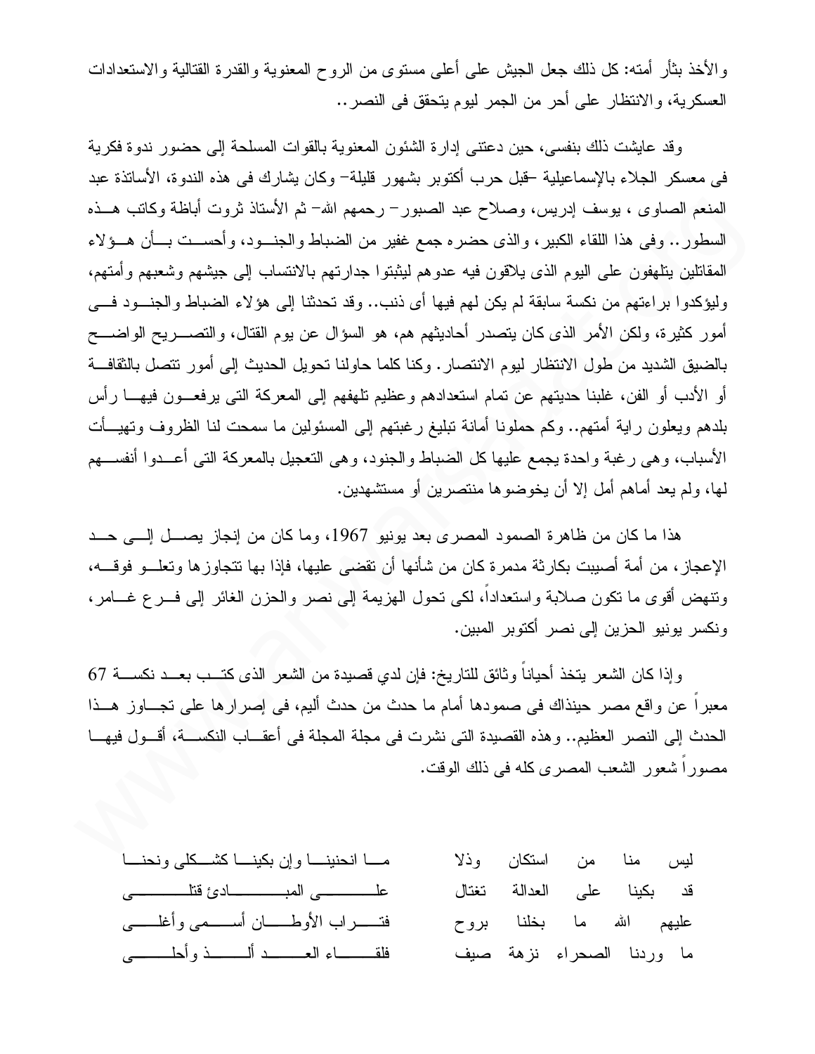والأخذ بثأر أمته: كل ذلك جعل الجيش على أعلى مستوى من الروح المعنوية والقدرة القتالية والاستعدادات العسكرية، والانتظار على أحر من الجمر ليوم يتحقق فى النصر..

وقد عايشت ذلك بنفسى، حين دعتنى إدارة الشئون المعنوية بالقوات المسلحة إلى حضور ندوة فكرية فى معسكر الجلاء بالإسماعيلية –قبل حرب أكتوبر بشهور قليلة– وكان يشارك فى هذه الندوة، الأساتذة عبد المنعم الصاوى ، يوسف إدريس، وصلاح عبد الصبور– رحمهم الله– ثم الأستاذ ثروت أباظة وكاتب هذه السطور.. وفى هذا اللقاء الكبير، والذى حضره جمع غفير من الضباط والجنود، وأحسست بأن هؤلاء المقاتلين يتلهفون على اليوم الذى يلاقون فيه عدوهم ليثبتوا جدارتهم بالانتساب إلى جيشهم وشعبهم وأمتهم، وليؤكدوا براءتهم من نكسة سابقة لم يكن لهم فيها أى ذنب.. وقد تحدثنا إلى هؤلاء الضباط والجنود فى أمور كثيرة، ولكن الأمر الذى كان يتصدر أحاديثهم هم، هو السؤال عن يوم القتال، والتصريح الواضح بالضيق الشديد من طول الانتظار ليوم الانتصار. وكنا كلما حاولنا تحويل الحديث إلى أمور تتصل بالثقافة أو الأدب أو الفن، غلبنا حديثهم عن تمام استعدادهم وعظيم تلهفهم إلى المعركة التى يرفعون فيها رأس بلدهم ويعلون راية أمتهم.. وكم حملونا أمانة تبليغ رغبتهم إلى المسئولين ما سمحت لنا الظروف وتهيأت الأسباب، وهى رغبة واحدة يجمع عليها كل الضباط والجنود، وهى التعجيل بالمعركة التى أعدوا أنفسهم لها، ولم يعد أمامهم أمل إلا أن يخوضوها منتصرين أو مستشهدين.

هذا ما كان من ظاهرة الصمود المصرى بعد يونيو 1967، وما كان من إنجاز يصل إلى حد الإعجاز، من أمة أصيبت بكارثة مدمرة كان من شأنها أن تقضى عليها، فإذا بها تتجاوزها وتعلو فوقه، وتنهض أقوى ما تكون صلابة واستعداداً، لكى تحول الهزيمة إلى نصر والحزن الغائر إلى فرع غامر، ونكسر يونيو الحزين إلى نصر أكتوبر المبين.

وإذا كان الشعر يتخذ أحياناً وثائق للتاريخ: فإن لدي قصيدة من الشعر الذى كتب بعد نكسة 67 معبراً عن واقع مصر حينذاك فى صمودها أمام ما حدث من حدث أليم، فى إصرارها على تجاوز هذا الحدث إلى النصر العظيم.. وهذه القصيدة التى نشرت فى مجلة المجلة فى أعقاب النكسة، أقول فيها مصوراً شعور الشعب المصرى كله فى ذلك الوقت.

| | |
|---|---|
| ليس منا من استكان وذلا | ما انحنينا وإن بكينا كشكلى ونحنا |
| قد بكينا على العدالة تغتال | على المبادئ قتلى |
| عليهم الله ما بخلنا بروح | فتراب الأوطان أسمى وأغلى |
| ما وردنا الصحراء نزهة صيف | فلقاء العدو ألذ وأحلى |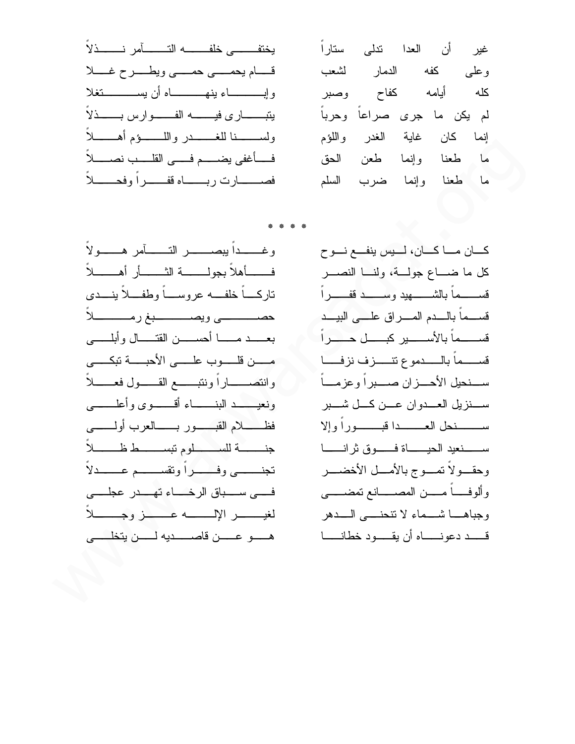غير أن العدا تدلى ستاراً ... يختفي خلفه التآمر نذلاً

وعلى كفه الدمار لشعب ... قام يحمي حمى ويطرح غلا

كله أيامه كفاح وصبر ... وإباء ينهاه أن يستغلا

لم يكن ما جرى صراعاً وحرباً ... يتبارى فيه الفوارس بذلاً

إنما كان غاية الغدر واللؤم ... ولسنا للغدر واللؤم أهلاً

ما طعنا وإنما طعن الحق ... فأغفى يضم في القلب نصلاً

ما طعنا وإنما ضرب السلم ... فصارت رباه قفراً وفحلاً

* * * *

كان ما كان، ليس ينفع نوح ... وغداً يبصر التآمر هولاً

كل ما ضاع جولة، ولنا النصر ... فأهلاً بجولة الثأر أهلاً

قسماً بالشهيد وسد قفراً ... تاركاً خلفه عروساً وطفلاً يندى

قسماً بالدم المراق على البيد ... حصى ويصبغ رملاً

قسماً بالأسير كبل حراً ... بعد ما أحسن القتال وأبلى

قسماً بالدموع تنزف نزفا ... من قلوب على الأحبة تبكي

سنحيل الأحزان صبراً وعزماً ... وانتصاراً ونتبع القول فعلاً

سنزيل العدوان عن كل شبر ... ونعيد البناء أقوى وأعلى

سنحل العدا قبوراً وإلا ... فظلام القبور بالعرب أولى

سنعيد الحياة فوق ثرانا ... جنة للسلوم تبسط ظلاً

وحقولاً تموج بالأمل الأخضر ... تجني وفراً وتقسم عدلاً

وألوفاً من المصانع تمضي ... في سباق الرخاء تهدر عجلى

وجباها شماء لا تنحني الدهر ... لغير الإله عز وجلاً

قد دعوناه أن يقود خطانا ... هو عن قاصديه لن يتخلى